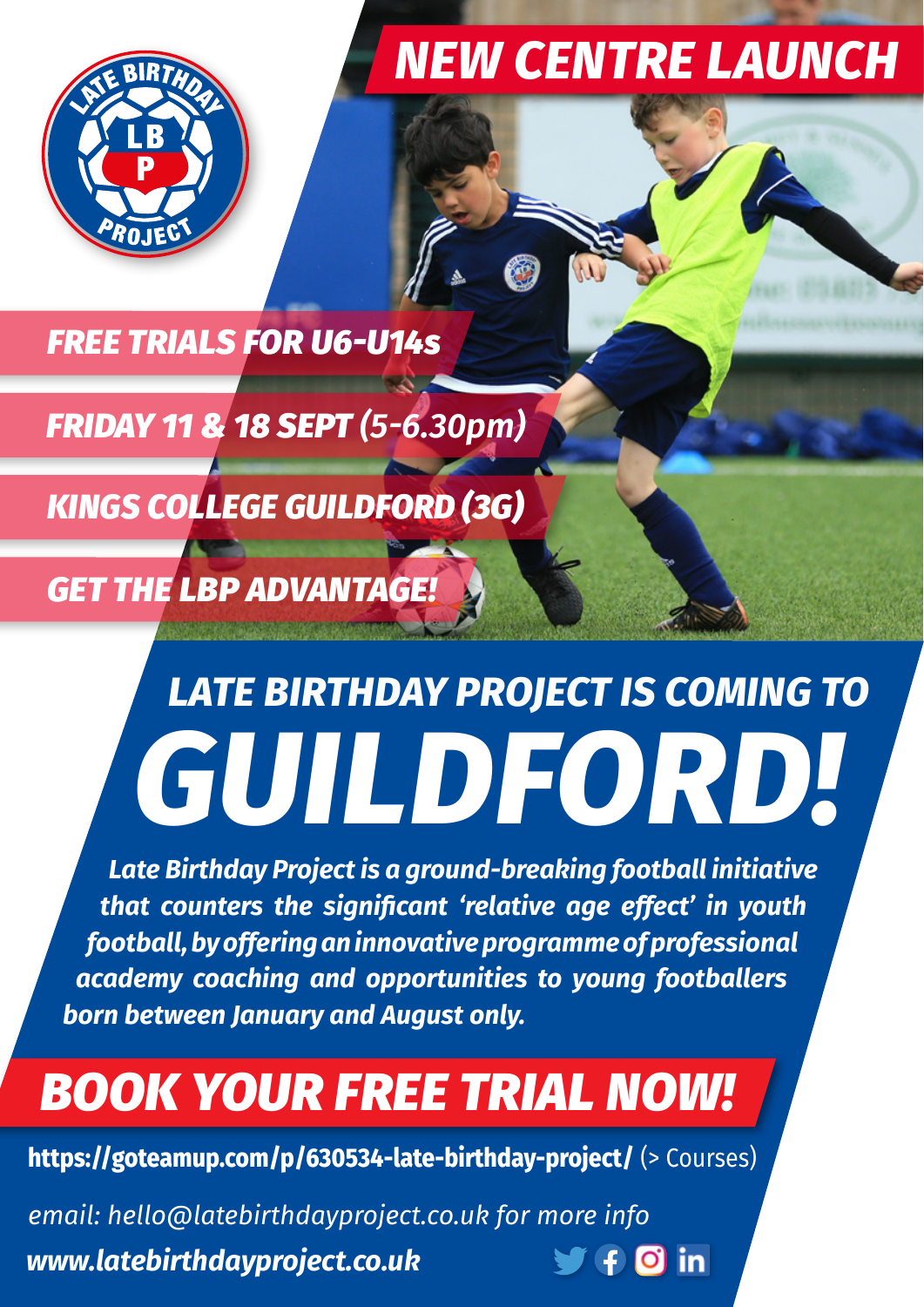# NEW CENTRE LAUNCH

**FREE TRIALS FOR U6-U14s**

**FRIDAY 11 & 18 SEPT** *(5-6.30pm)*

**KINGS COLLEGE GUILDFORD (3G)**

**GET THE LBP ADVANTAGE!**

## LATE BIRTHDAY PROJECT IS COMING TO

# GUILDFORD!

*Late Birthday Project is a ground-breaking football initiative that counters the significant 'relative age effect' in youth football, by offering an innovative programme of professional academy coaching and opportunities to young footballers born between January and August only.*

## BOOK YOUR FREE TRIAL NOW!

**https://goteamup.com/p/630534-late-birthday-project/** (> Courses)

*email: hello@latebirthdayproject.co.uk for more info*

***www.latebirthdayproject.co.uk***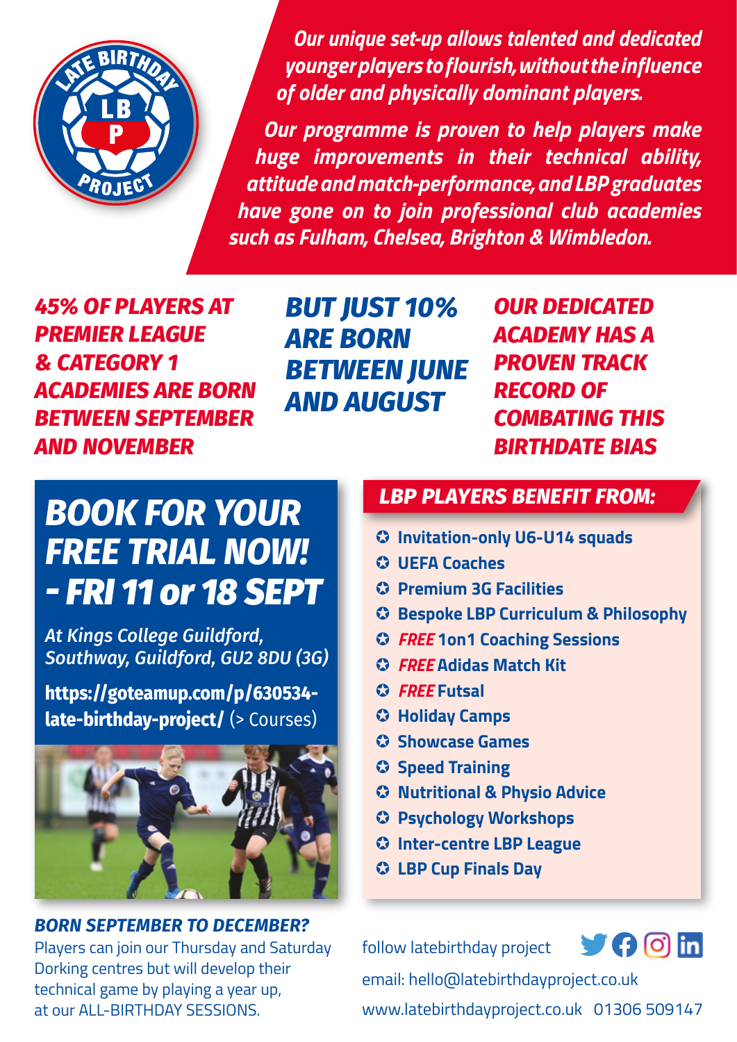*Our unique set-up allows talented and dedicated younger players to flourish, without the influence of older and physically dominant players.*

*Our programme is proven to help players make huge improvements in their technical ability, attitude and match-performance, and LBP graduates have gone on to join professional club academies such as Fulham, Chelsea, Brighton & Wimbledon.*

***45% OF PLAYERS AT PREMIER LEAGUE & CATEGORY 1 ACADEMIES ARE BORN BETWEEN SEPTEMBER AND NOVEMBER***

***BUT JUST 10% ARE BORN BETWEEN JUNE AND AUGUST***

***OUR DEDICATED ACADEMY HAS A PROVEN TRACK RECORD OF COMBATING THIS BIRTHDATE BIAS***

## *BOOK FOR YOUR FREE TRIAL NOW! - FRI 11 or 18 SEPT*

*At Kings College Guildford, Southway, Guildford, GU2 8DU (3G)*

**https://goteamup.com/p/630534-late-birthday-project/** (> Courses)

### *LBP PLAYERS BENEFIT FROM:*

- **Invitation-only U6-U14 squads**
- **UEFA Coaches**
- **Premium 3G Facilities**
- **Bespoke LBP Curriculum & Philosophy**
- ***FREE* 1on1 Coaching Sessions**
- ***FREE* Adidas Match Kit**
- ***FREE* Futsal**
- **Holiday Camps**
- **Showcase Games**
- **Speed Training**
- **Nutritional & Physio Advice**
- **Psychology Workshops**
- **Inter-centre LBP League**
- **LBP Cup Finals Day**

***BORN SEPTEMBER TO DECEMBER?***

Players can join our Thursday and Saturday Dorking centres but will develop their technical game by playing a year up, at our ALL-BIRTHDAY SESSIONS.

follow latebirthday project

email: hello@latebirthdayproject.co.uk

www.latebirthdayproject.co.uk 01306 509147